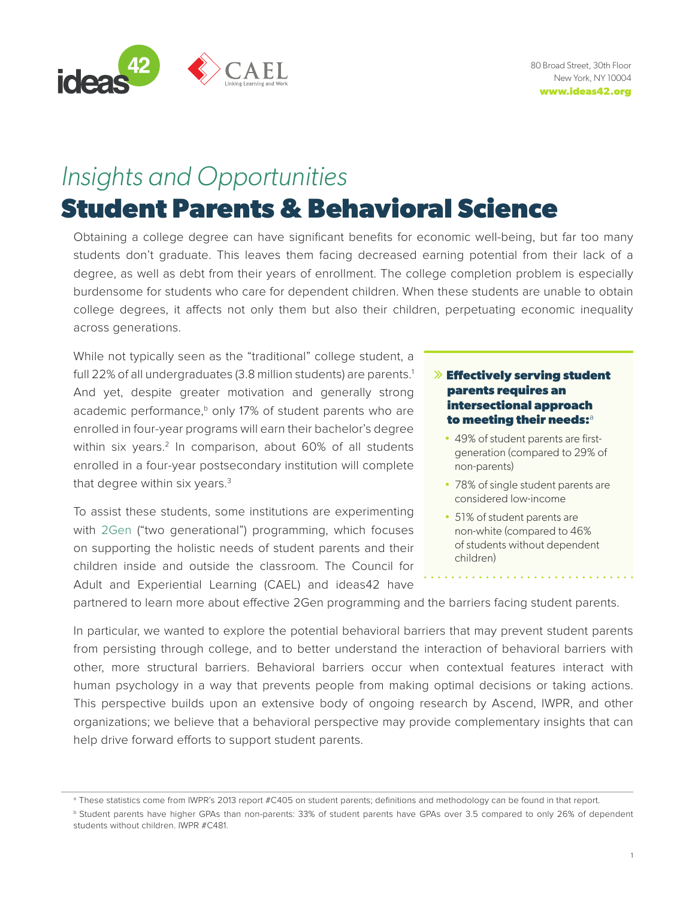80 Broad Street, 30th Floor
New York, NY 10004
**www.ideas42.org**

*Insights and Opportunities*

# Student Parents & Behavioral Science

Obtaining a college degree can have significant benefits for economic well-being, but far too many students don't graduate. This leaves them facing decreased earning potential from their lack of a degree, as well as debt from their years of enrollment. The college completion problem is especially burdensome for students who care for dependent children. When these students are unable to obtain college degrees, it affects not only them but also their children, perpetuating economic inequality across generations.

While not typically seen as the "traditional" college student, a full 22% of all undergraduates (3.8 million students) are parents.[1] And yet, despite greater motivation and generally strong academic performance,[b] only 17% of student parents who are enrolled in four-year programs will earn their bachelor's degree within six years.[2] In comparison, about 60% of all students enrolled in a four-year postsecondary institution will complete that degree within six years.[3]

To assist these students, some institutions are experimenting with 2Gen ("two generational") programming, which focuses on supporting the holistic needs of student parents and their children inside and outside the classroom. The Council for Adult and Experiential Learning (CAEL) and ideas42 have partnered to learn more about effective 2Gen programming and the barriers facing student parents.

> **Effectively serving student parents requires an intersectional approach to meeting their needs:**[a]
>
> - 49% of student parents are first-generation (compared to 29% of non-parents)
> - 78% of single student parents are considered low-income
> - 51% of student parents are non-white (compared to 46% of students without dependent children)

In particular, we wanted to explore the potential behavioral barriers that may prevent student parents from persisting through college, and to better understand the interaction of behavioral barriers with other, more structural barriers. Behavioral barriers occur when contextual features interact with human psychology in a way that prevents people from making optimal decisions or taking actions. This perspective builds upon an extensive body of ongoing research by Ascend, IWPR, and other organizations; we believe that a behavioral perspective may provide complementary insights that can help drive forward efforts to support student parents.

---

[a] These statistics come from IWPR's 2013 report #C405 on student parents; definitions and methodology can be found in that report.

[b] Student parents have higher GPAs than non-parents: 33% of student parents have GPAs over 3.5 compared to only 26% of dependent students without children. IWPR #C481.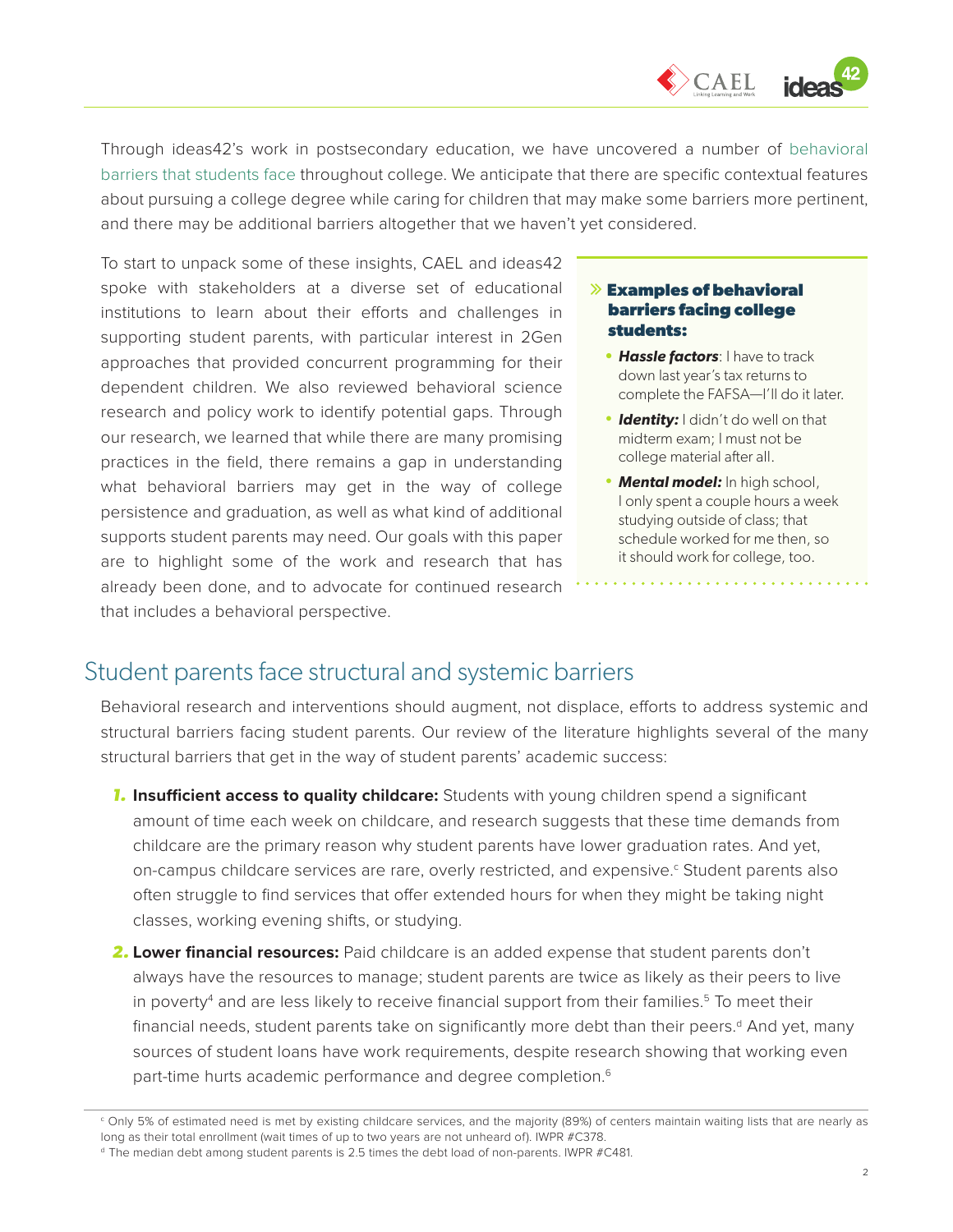Through ideas42's work in postsecondary education, we have uncovered a number of behavioral barriers that students face throughout college. We anticipate that there are specific contextual features about pursuing a college degree while caring for children that may make some barriers more pertinent, and there may be additional barriers altogether that we haven't yet considered.

To start to unpack some of these insights, CAEL and ideas42 spoke with stakeholders at a diverse set of educational institutions to learn about their efforts and challenges in supporting student parents, with particular interest in 2Gen approaches that provided concurrent programming for their dependent children. We also reviewed behavioral science research and policy work to identify potential gaps. Through our research, we learned that while there are many promising practices in the field, there remains a gap in understanding what behavioral barriers may get in the way of college persistence and graduation, as well as what kind of additional supports student parents may need. Our goals with this paper are to highlight some of the work and research that has already been done, and to advocate for continued research that includes a behavioral perspective.

> **Examples of behavioral barriers facing college students:**
>
> - ***Hassle factors***: I have to track down last year's tax returns to complete the FAFSA—I'll do it later.
> - ***Identity:*** I didn't do well on that midterm exam; I must not be college material after all.
> - ***Mental model:*** In high school, I only spent a couple hours a week studying outside of class; that schedule worked for me then, so it should work for college, too.

## Student parents face structural and systemic barriers

Behavioral research and interventions should augment, not displace, efforts to address systemic and structural barriers facing student parents. Our review of the literature highlights several of the many structural barriers that get in the way of student parents' academic success:

1. **Insufficient access to quality childcare:** Students with young children spend a significant amount of time each week on childcare, and research suggests that these time demands from childcare are the primary reason why student parents have lower graduation rates. And yet, on-campus childcare services are rare, overly restricted, and expensive.[c] Student parents also often struggle to find services that offer extended hours for when they might be taking night classes, working evening shifts, or studying.
2. **Lower financial resources:** Paid childcare is an added expense that student parents don't always have the resources to manage; student parents are twice as likely as their peers to live in poverty[4] and are less likely to receive financial support from their families.[5] To meet their financial needs, student parents take on significantly more debt than their peers.[d] And yet, many sources of student loans have work requirements, despite research showing that working even part-time hurts academic performance and degree completion.[6]

[c] Only 5% of estimated need is met by existing childcare services, and the majority (89%) of centers maintain waiting lists that are nearly as long as their total enrollment (wait times of up to two years are not unheard of). IWPR #C378.

[d] The median debt among student parents is 2.5 times the debt load of non-parents. IWPR #C481.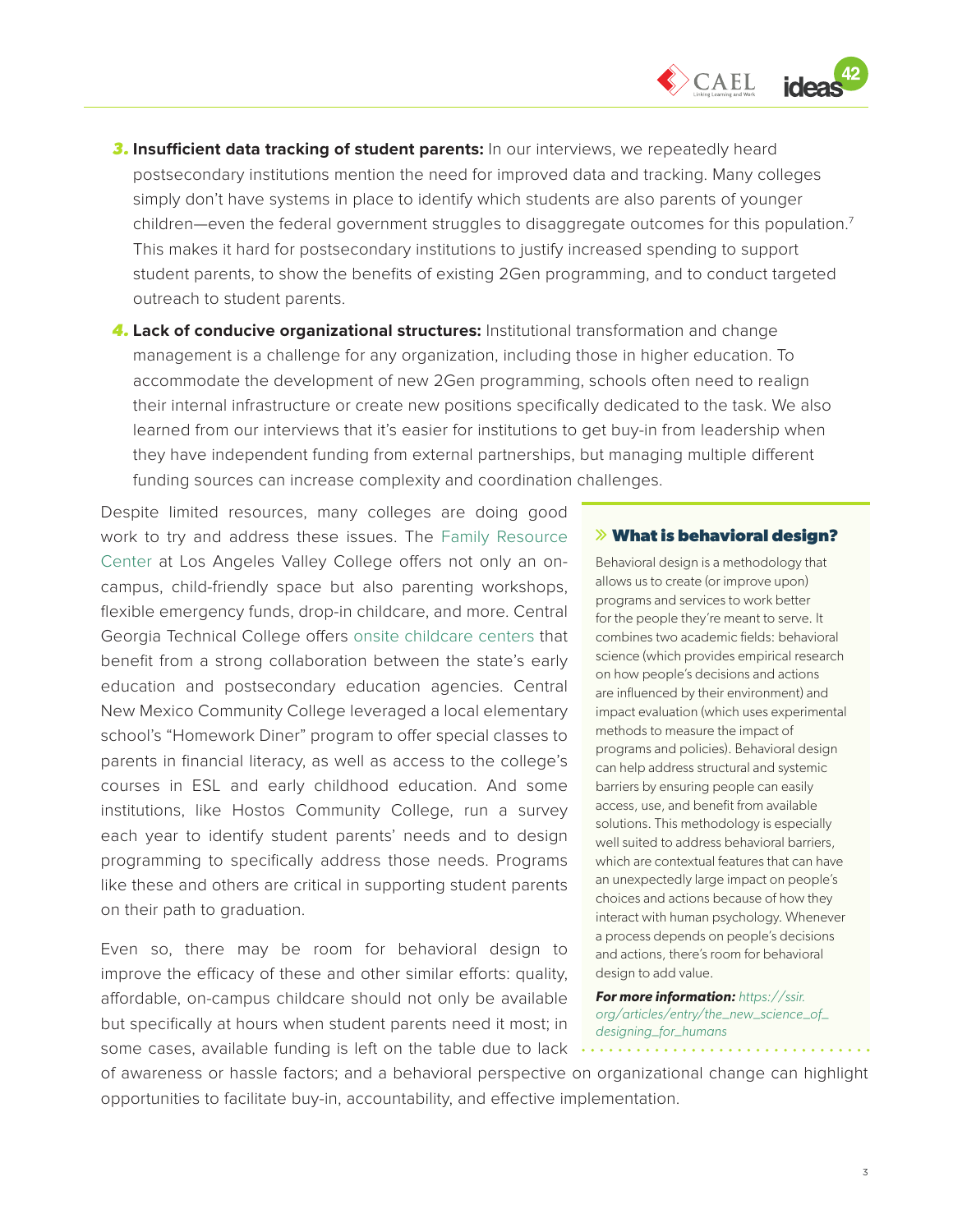3. **Insufficient data tracking of student parents:** In our interviews, we repeatedly heard postsecondary institutions mention the need for improved data and tracking. Many colleges simply don't have systems in place to identify which students are also parents of younger children—even the federal government struggles to disaggregate outcomes for this population.[7] This makes it hard for postsecondary institutions to justify increased spending to support student parents, to show the benefits of existing 2Gen programming, and to conduct targeted outreach to student parents.

4. **Lack of conducive organizational structures:** Institutional transformation and change management is a challenge for any organization, including those in higher education. To accommodate the development of new 2Gen programming, schools often need to realign their internal infrastructure or create new positions specifically dedicated to the task. We also learned from our interviews that it's easier for institutions to get buy-in from leadership when they have independent funding from external partnerships, but managing multiple different funding sources can increase complexity and coordination challenges.

Despite limited resources, many colleges are doing good work to try and address these issues. The Family Resource Center at Los Angeles Valley College offers not only an on-campus, child-friendly space but also parenting workshops, flexible emergency funds, drop-in childcare, and more. Central Georgia Technical College offers onsite childcare centers that benefit from a strong collaboration between the state's early education and postsecondary education agencies. Central New Mexico Community College leveraged a local elementary school's "Homework Diner" program to offer special classes to parents in financial literacy, as well as access to the college's courses in ESL and early childhood education. And some institutions, like Hostos Community College, run a survey each year to identify student parents' needs and to design programming to specifically address those needs. Programs like these and others are critical in supporting student parents on their path to graduation.

Even so, there may be room for behavioral design to improve the efficacy of these and other similar efforts: quality, affordable, on-campus childcare should not only be available but specifically at hours when student parents need it most; in some cases, available funding is left on the table due to lack of awareness or hassle factors; and a behavioral perspective on organizational change can highlight opportunities to facilitate buy-in, accountability, and effective implementation.

### » What is behavioral design?

Behavioral design is a methodology that allows us to create (or improve upon) programs and services to work better for the people they're meant to serve. It combines two academic fields: behavioral science (which provides empirical research on how people's decisions and actions are influenced by their environment) and impact evaluation (which uses experimental methods to measure the impact of programs and policies). Behavioral design can help address structural and systemic barriers by ensuring people can easily access, use, and benefit from available solutions. This methodology is especially well suited to address behavioral barriers, which are contextual features that can have an unexpectedly large impact on people's choices and actions because of how they interact with human psychology. Whenever a process depends on people's decisions and actions, there's room for behavioral design to add value.

***For more information:*** *https://ssir.org/articles/entry/the_new_science_of_designing_for_humans*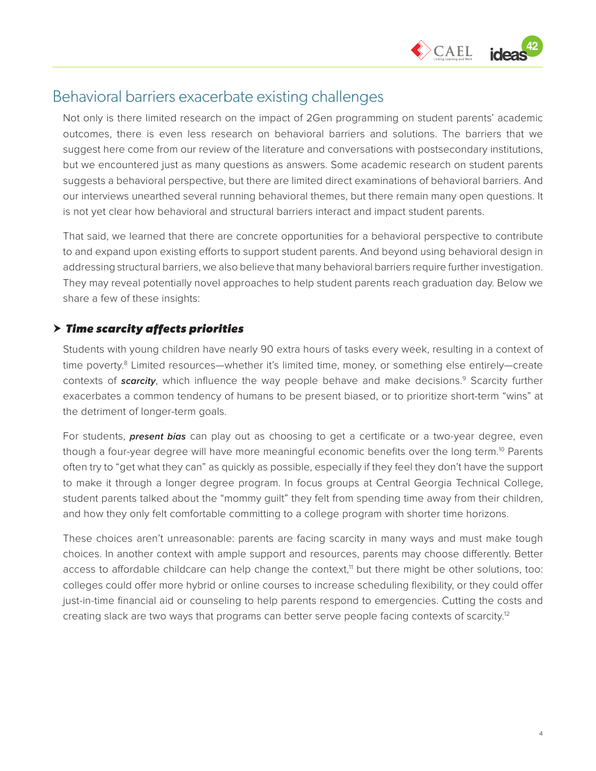## Behavioral barriers exacerbate existing challenges

Not only is there limited research on the impact of 2Gen programming on student parents' academic outcomes, there is even less research on behavioral barriers and solutions. The barriers that we suggest here come from our review of the literature and conversations with postsecondary institutions, but we encountered just as many questions as answers. Some academic research on student parents suggests a behavioral perspective, but there are limited direct examinations of behavioral barriers. And our interviews unearthed several running behavioral themes, but there remain many open questions. It is not yet clear how behavioral and structural barriers interact and impact student parents.

That said, we learned that there are concrete opportunities for a behavioral perspective to contribute to and expand upon existing efforts to support student parents. And beyond using behavioral design in addressing structural barriers, we also believe that many behavioral barriers require further investigation. They may reveal potentially novel approaches to help student parents reach graduation day. Below we share a few of these insights:

### *Time scarcity affects priorities*

Students with young children have nearly 90 extra hours of tasks every week, resulting in a context of time poverty.[8] Limited resources—whether it's limited time, money, or something else entirely—create contexts of ***scarcity***, which influence the way people behave and make decisions.[9] Scarcity further exacerbates a common tendency of humans to be present biased, or to prioritize short-term "wins" at the detriment of longer-term goals.

For students, ***present bias*** can play out as choosing to get a certificate or a two-year degree, even though a four-year degree will have more meaningful economic benefits over the long term.[10] Parents often try to "get what they can" as quickly as possible, especially if they feel they don't have the support to make it through a longer degree program. In focus groups at Central Georgia Technical College, student parents talked about the "mommy guilt" they felt from spending time away from their children, and how they only felt comfortable committing to a college program with shorter time horizons.

These choices aren't unreasonable: parents are facing scarcity in many ways and must make tough choices. In another context with ample support and resources, parents may choose differently. Better access to affordable childcare can help change the context,[11] but there might be other solutions, too: colleges could offer more hybrid or online courses to increase scheduling flexibility, or they could offer just-in-time financial aid or counseling to help parents respond to emergencies. Cutting the costs and creating slack are two ways that programs can better serve people facing contexts of scarcity.[12]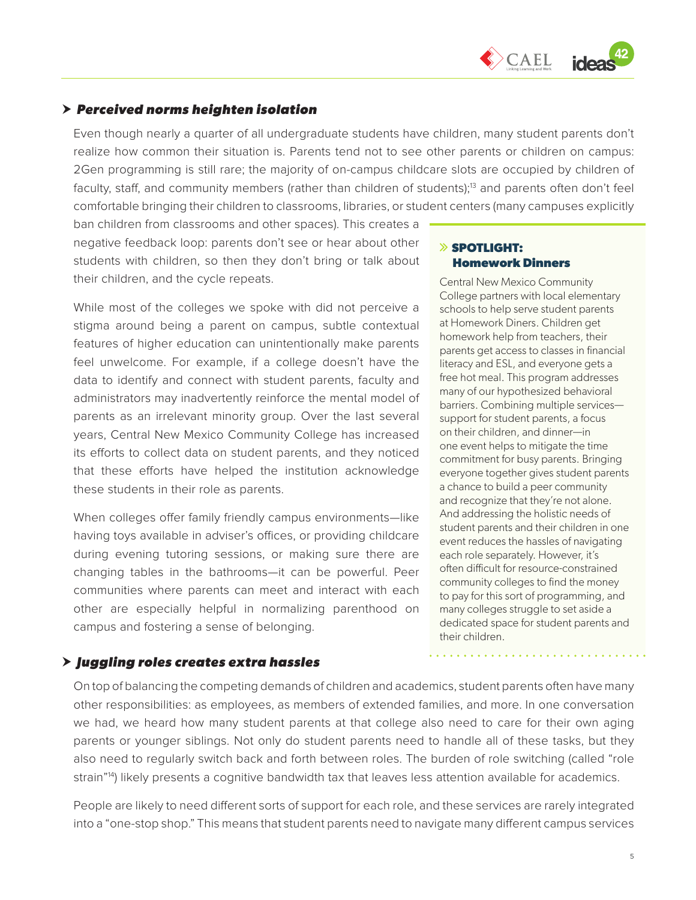### *Perceived norms heighten isolation*

Even though nearly a quarter of all undergraduate students have children, many student parents don't realize how common their situation is. Parents tend not to see other parents or children on campus: 2Gen programming is still rare; the majority of on-campus childcare slots are occupied by children of faculty, staff, and community members (rather than children of students);[13] and parents often don't feel comfortable bringing their children to classrooms, libraries, or student centers (many campuses explicitly ban children from classrooms and other spaces). This creates a negative feedback loop: parents don't see or hear about other students with children, so then they don't bring or talk about their children, and the cycle repeats.

While most of the colleges we spoke with did not perceive a stigma around being a parent on campus, subtle contextual features of higher education can unintentionally make parents feel unwelcome. For example, if a college doesn't have the data to identify and connect with student parents, faculty and administrators may inadvertently reinforce the mental model of parents as an irrelevant minority group. Over the last several years, Central New Mexico Community College has increased its efforts to collect data on student parents, and they noticed that these efforts have helped the institution acknowledge these students in their role as parents.

When colleges offer family friendly campus environments—like having toys available in adviser's offices, or providing childcare during evening tutoring sessions, or making sure there are changing tables in the bathrooms—it can be powerful. Peer communities where parents can meet and interact with each other are especially helpful in normalizing parenthood on campus and fostering a sense of belonging.

> **SPOTLIGHT: Homework Dinners**
>
> Central New Mexico Community College partners with local elementary schools to help serve student parents at Homework Diners. Children get homework help from teachers, their parents get access to classes in financial literacy and ESL, and everyone gets a free hot meal. This program addresses many of our hypothesized behavioral barriers. Combining multiple services—support for student parents, a focus on their children, and dinner—in one event helps to mitigate the time commitment for busy parents. Bringing everyone together gives student parents a chance to build a peer community and recognize that they're not alone. And addressing the holistic needs of student parents and their children in one event reduces the hassles of navigating each role separately. However, it's often difficult for resource-constrained community colleges to find the money to pay for this sort of programming, and many colleges struggle to set aside a dedicated space for student parents and their children.

### *Juggling roles creates extra hassles*

On top of balancing the competing demands of children and academics, student parents often have many other responsibilities: as employees, as members of extended families, and more. In one conversation we had, we heard how many student parents at that college also need to care for their own aging parents or younger siblings. Not only do student parents need to handle all of these tasks, but they also need to regularly switch back and forth between roles. The burden of role switching (called "role strain"[14]) likely presents a cognitive bandwidth tax that leaves less attention available for academics.

People are likely to need different sorts of support for each role, and these services are rarely integrated into a "one-stop shop." This means that student parents need to navigate many different campus services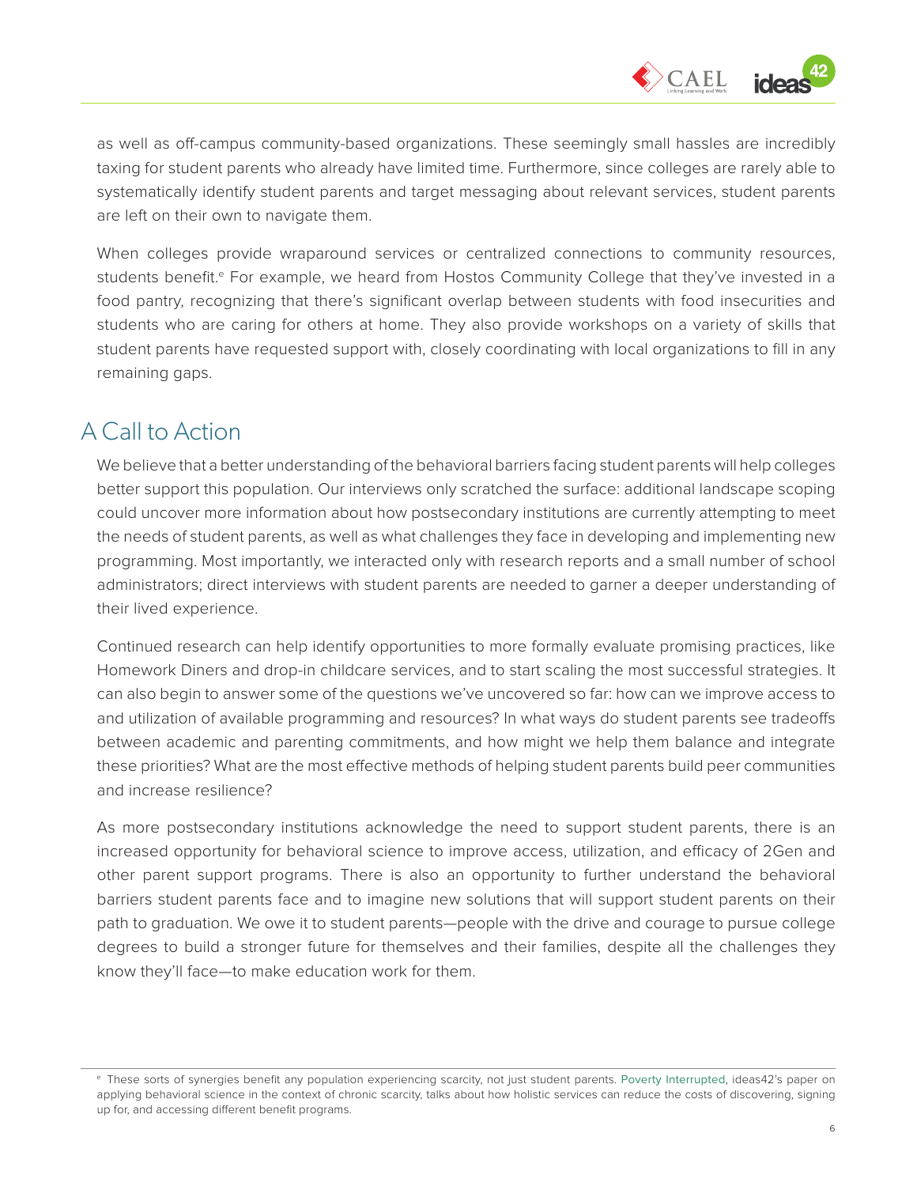as well as off-campus community-based organizations. These seemingly small hassles are incredibly taxing for student parents who already have limited time. Furthermore, since colleges are rarely able to systematically identify student parents and target messaging about relevant services, student parents are left on their own to navigate them.

When colleges provide wraparound services or centralized connections to community resources, students benefit.[e] For example, we heard from Hostos Community College that they've invested in a food pantry, recognizing that there's significant overlap between students with food insecurities and students who are caring for others at home. They also provide workshops on a variety of skills that student parents have requested support with, closely coordinating with local organizations to fill in any remaining gaps.

## A Call to Action

We believe that a better understanding of the behavioral barriers facing student parents will help colleges better support this population. Our interviews only scratched the surface: additional landscape scoping could uncover more information about how postsecondary institutions are currently attempting to meet the needs of student parents, as well as what challenges they face in developing and implementing new programming. Most importantly, we interacted only with research reports and a small number of school administrators; direct interviews with student parents are needed to garner a deeper understanding of their lived experience.

Continued research can help identify opportunities to more formally evaluate promising practices, like Homework Diners and drop-in childcare services, and to start scaling the most successful strategies. It can also begin to answer some of the questions we've uncovered so far: how can we improve access to and utilization of available programming and resources? In what ways do student parents see tradeoffs between academic and parenting commitments, and how might we help them balance and integrate these priorities? What are the most effective methods of helping student parents build peer communities and increase resilience?

As more postsecondary institutions acknowledge the need to support student parents, there is an increased opportunity for behavioral science to improve access, utilization, and efficacy of 2Gen and other parent support programs. There is also an opportunity to further understand the behavioral barriers student parents face and to imagine new solutions that will support student parents on their path to graduation. We owe it to student parents—people with the drive and courage to pursue college degrees to build a stronger future for themselves and their families, despite all the challenges they know they'll face—to make education work for them.

---

[e] These sorts of synergies benefit any population experiencing scarcity, not just student parents. Poverty Interrupted, ideas42's paper on applying behavioral science in the context of chronic scarcity, talks about how holistic services can reduce the costs of discovering, signing up for, and accessing different benefit programs.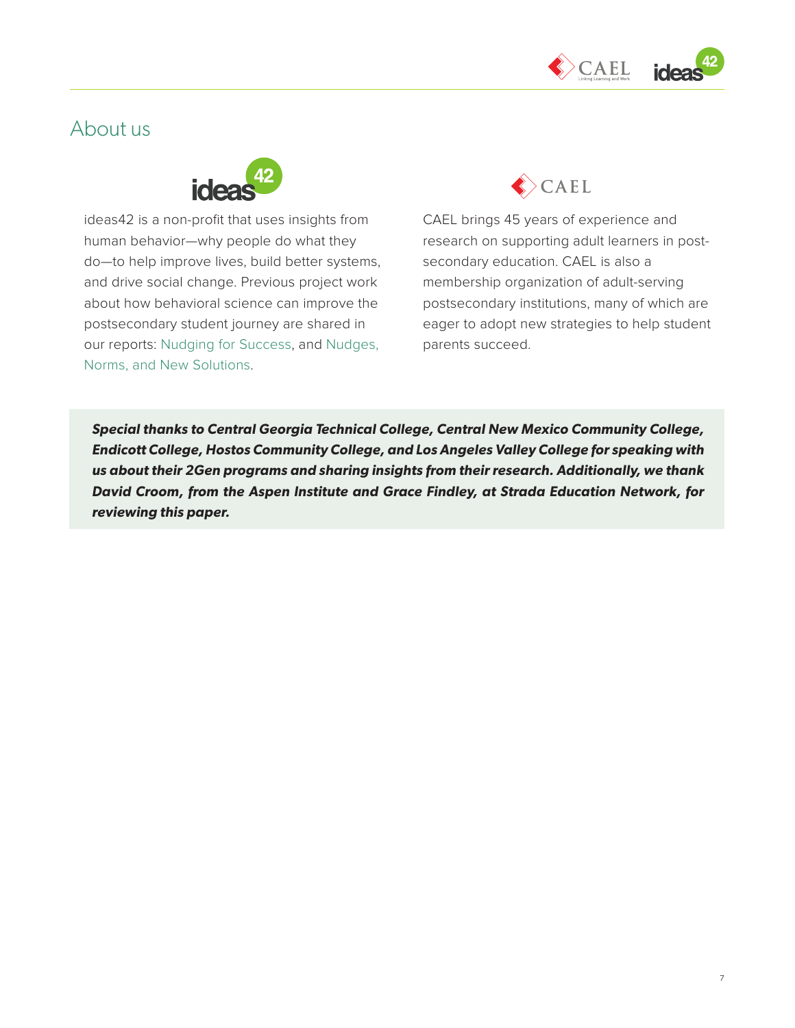## About us

ideas42 is a non-profit that uses insights from human behavior—why people do what they do—to help improve lives, build better systems, and drive social change. Previous project work about how behavioral science can improve the postsecondary student journey are shared in our reports: Nudging for Success, and Nudges, Norms, and New Solutions.

CAEL brings 45 years of experience and research on supporting adult learners in post-secondary education. CAEL is also a membership organization of adult-serving postsecondary institutions, many of which are eager to adopt new strategies to help student parents succeed.

***Special thanks to Central Georgia Technical College, Central New Mexico Community College, Endicott College, Hostos Community College, and Los Angeles Valley College for speaking with us about their 2Gen programs and sharing insights from their research. Additionally, we thank David Croom, from the Aspen Institute and Grace Findley, at Strada Education Network, for reviewing this paper.***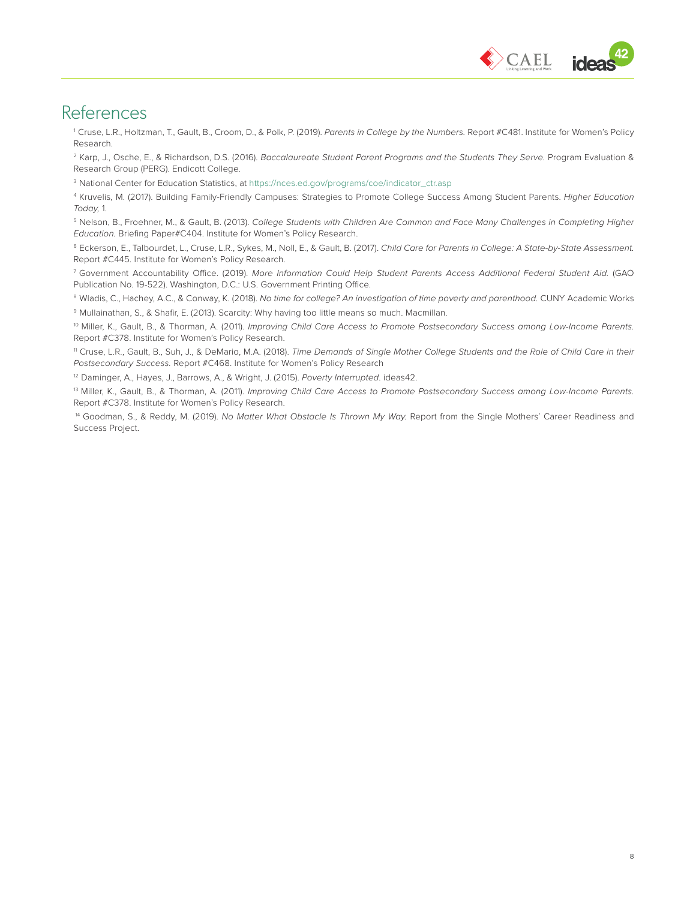# References

[1] Cruse, L.R., Holtzman, T., Gault, B., Croom, D., & Polk, P. (2019). *Parents in College by the Numbers.* Report #C481. Institute for Women's Policy Research.

[2] Karp, J., Osche, E., & Richardson, D.S. (2016). *Baccalaureate Student Parent Programs and the Students They Serve.* Program Evaluation & Research Group (PERG). Endicott College.

[3] National Center for Education Statistics, at https://nces.ed.gov/programs/coe/indicator_ctr.asp

[4] Kruvelis, M. (2017). Building Family-Friendly Campuses: Strategies to Promote College Success Among Student Parents. *Higher Education Today,* 1.

[5] Nelson, B., Froehner, M., & Gault, B. (2013). *College Students with Children Are Common and Face Many Challenges in Completing Higher Education.* Briefing Paper#C404. Institute for Women's Policy Research.

[6] Eckerson, E., Talbourdet, L., Cruse, L.R., Sykes, M., Noll, E., & Gault, B. (2017). *Child Care for Parents in College: A State-by-State Assessment.* Report #C445. Institute for Women's Policy Research.

[7] Government Accountability Office. (2019). *More Information Could Help Student Parents Access Additional Federal Student Aid.* (GAO Publication No. 19-522). Washington, D.C.: U.S. Government Printing Office.

[8] Wladis, C., Hachey, A.C., & Conway, K. (2018). *No time for college? An investigation of time poverty and parenthood.* CUNY Academic Works

[9] Mullainathan, S., & Shafir, E. (2013). Scarcity: Why having too little means so much. Macmillan.

[10] Miller, K., Gault, B., & Thorman, A. (2011). *Improving Child Care Access to Promote Postsecondary Success among Low-Income Parents.* Report #C378. Institute for Women's Policy Research.

[11] Cruse, L.R., Gault, B., Suh, J., & DeMario, M.A. (2018). *Time Demands of Single Mother College Students and the Role of Child Care in their Postsecondary Success.* Report #C468. Institute for Women's Policy Research

[12] Daminger, A., Hayes, J., Barrows, A., & Wright, J. (2015). *Poverty Interrupted.* ideas42.

[13] Miller, K., Gault, B., & Thorman, A. (2011). *Improving Child Care Access to Promote Postsecondary Success among Low-Income Parents.* Report #C378. Institute for Women's Policy Research.

[14] Goodman, S., & Reddy, M. (2019). *No Matter What Obstacle Is Thrown My Way.* Report from the Single Mothers' Career Readiness and Success Project.